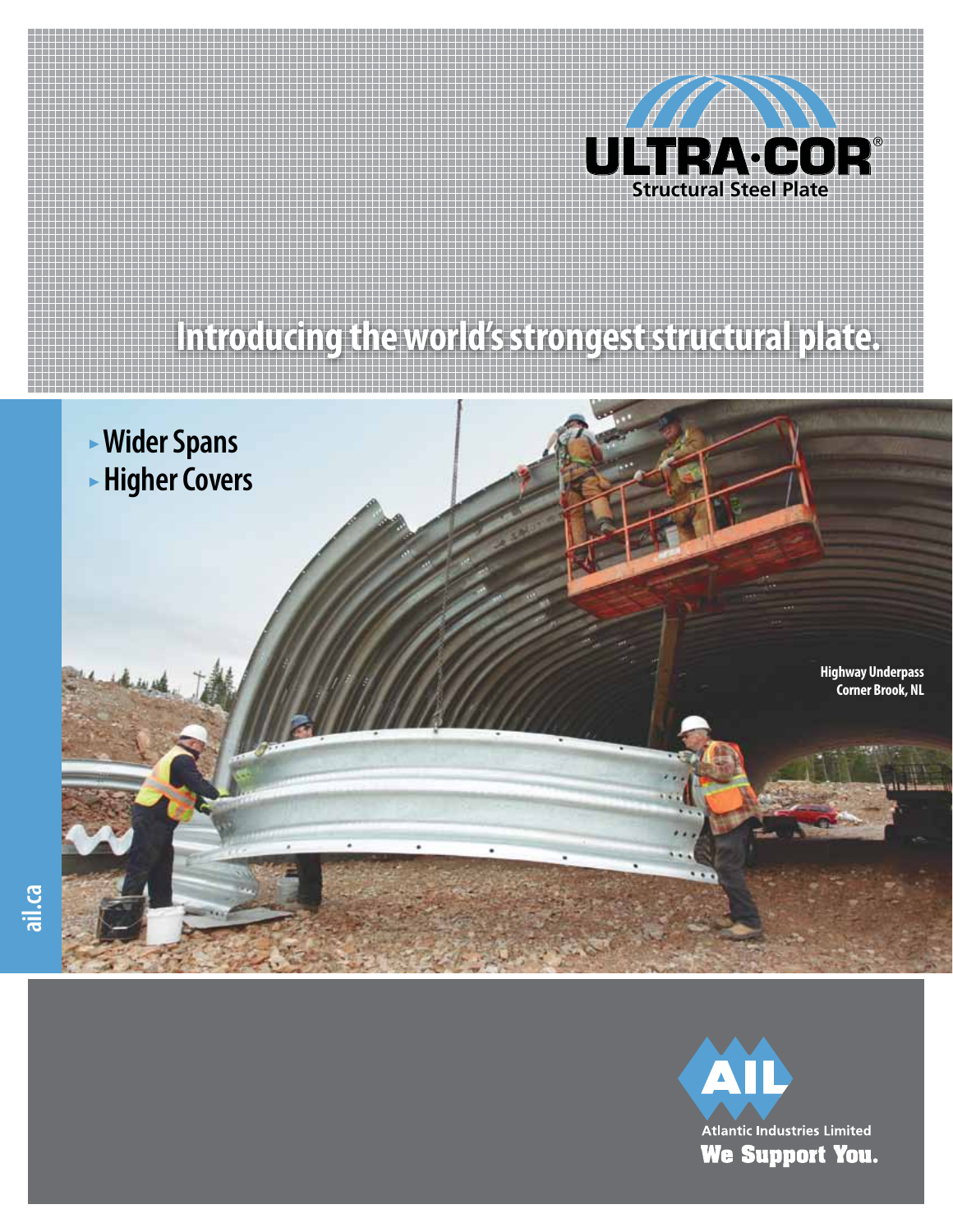ULTRA·COR®

Structural Steel Plate

# Introducing the world's strongest structural plate.

- Wider Spans
- Higher Covers

Highway Underpass
Corner Brook, NL

ail.ca

AIL

Atlantic Industries Limited

**We Support You.**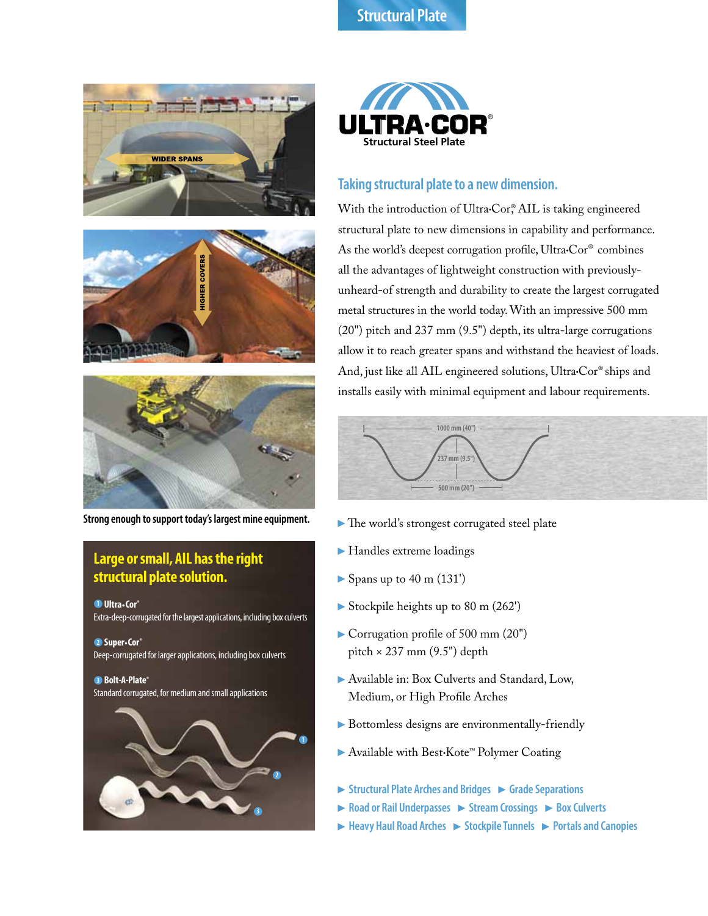# Structural Plate

ULTRA·COR®
Structural Steel Plate

## Taking structural plate to a new dimension.

With the introduction of Ultra·Cor®, AIL is taking engineered structural plate to new dimensions in capability and performance. As the world's deepest corrugation profile, Ultra·Cor® combines all the advantages of lightweight construction with previously-unheard-of strength and durability to create the largest corrugated metal structures in the world today. With an impressive 500 mm (20") pitch and 237 mm (9.5") depth, its ultra-large corrugations allow it to reach greater spans and withstand the heaviest of loads. And, just like all AIL engineered solutions, Ultra·Cor® ships and installs easily with minimal equipment and labour requirements.

1000 mm (40")
237 mm (9.5")
500 mm (20")

- The world's strongest corrugated steel plate
- Handles extreme loadings
- Spans up to 40 m (131')
- Stockpile heights up to 80 m (262')
- Corrugation profile of 500 mm (20") pitch × 237 mm (9.5") depth
- Available in: Box Culverts and Standard, Low, Medium, or High Profile Arches
- Bottomless designs are environmentally-friendly
- Available with Best·Kote™ Polymer Coating

- Structural Plate Arches and Bridges
- Grade Separations
- Road or Rail Underpasses
- Stream Crossings
- Box Culverts
- Heavy Haul Road Arches
- Stockpile Tunnels
- Portals and Canopies

WIDER SPANS

HIGHER COVERS

Strong enough to support today's largest mine equipment.

## Large or small, AIL has the right structural plate solution.

1. **Ultra·Cor®**
   Extra-deep-corrugated for the largest applications, including box culverts
2. **Super·Cor®**
   Deep-corrugated for larger applications, including box culverts
3. **Bolt-A-Plate®**
   Standard corrugated, for medium and small applications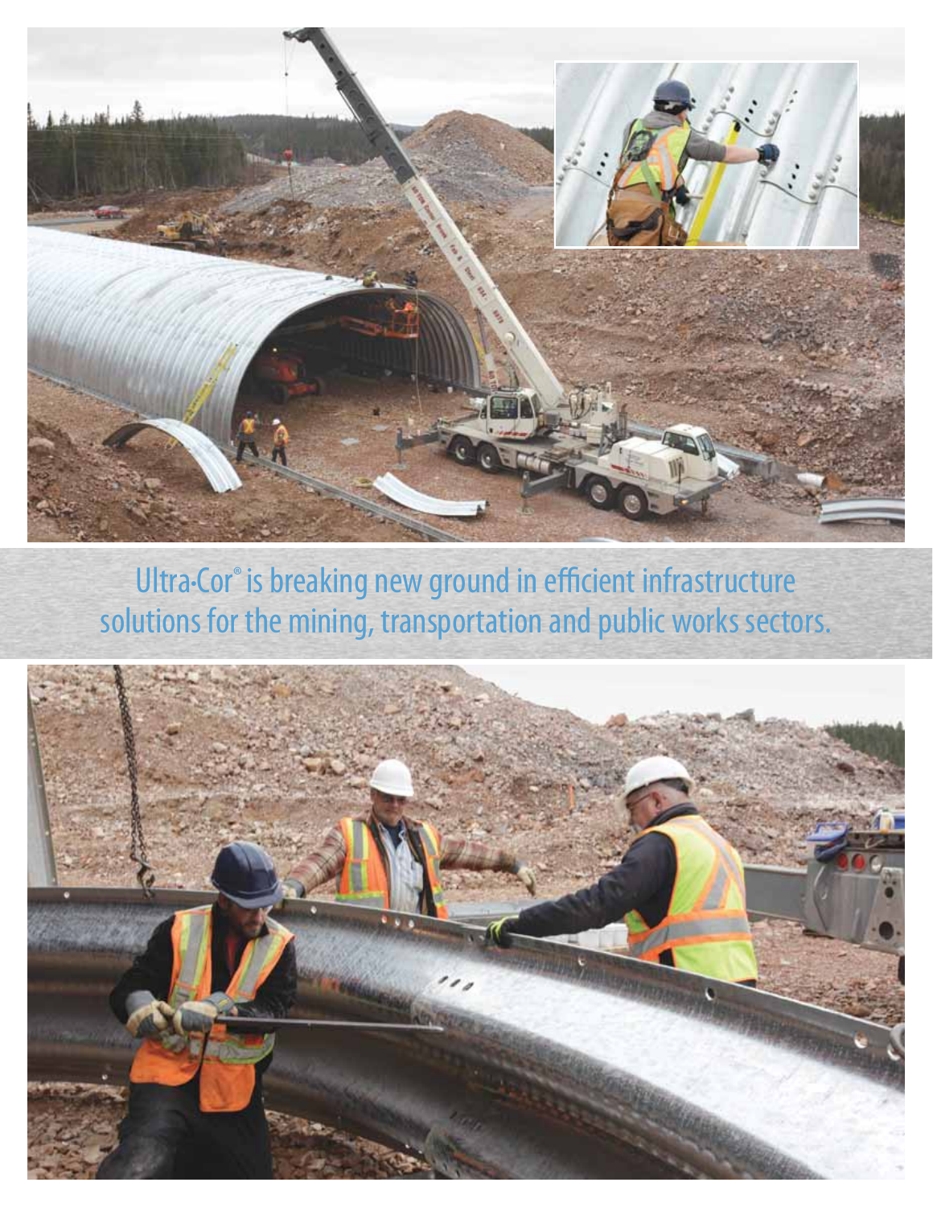Ultra·Cor® is breaking new ground in efficient infrastructure solutions for the mining, transportation and public works sectors.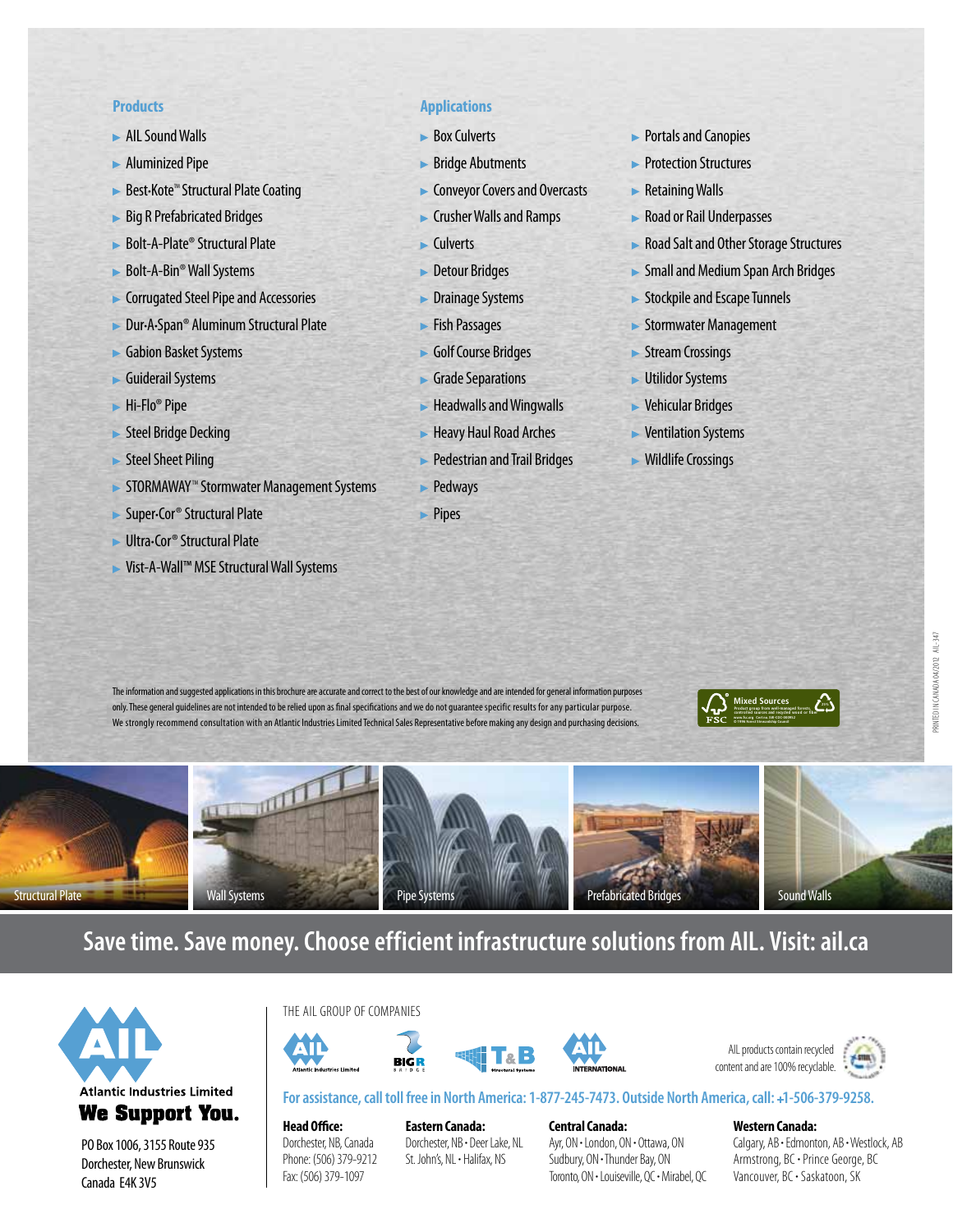## Products

- AIL Sound Walls
- Aluminized Pipe
- Best-Kote™ Structural Plate Coating
- Big R Prefabricated Bridges
- Bolt-A-Plate® Structural Plate
- Bolt-A-Bin® Wall Systems
- Corrugated Steel Pipe and Accessories
- Dur-A-Span® Aluminum Structural Plate
- Gabion Basket Systems
- Guiderail Systems
- Hi-Flo® Pipe
- Steel Bridge Decking
- Steel Sheet Piling
- STORMAWAY™ Stormwater Management Systems
- Super-Cor® Structural Plate
- Ultra-Cor® Structural Plate
- Vist-A-Wall™ MSE Structural Wall Systems

## Applications

- Box Culverts
- Bridge Abutments
- Conveyor Covers and Overcasts
- Crusher Walls and Ramps
- Culverts
- Detour Bridges
- Drainage Systems
- Fish Passages
- Golf Course Bridges
- Grade Separations
- Headwalls and Wingwalls
- Heavy Haul Road Arches
- Pedestrian and Trail Bridges
- Pedways
- Pipes
- Portals and Canopies
- Protection Structures
- Retaining Walls
- Road or Rail Underpasses
- Road Salt and Other Storage Structures
- Small and Medium Span Arch Bridges
- Stockpile and Escape Tunnels
- Stormwater Management
- Stream Crossings
- Utilidor Systems
- Vehicular Bridges
- Ventilation Systems
- Wildlife Crossings

The information and suggested applications in this brochure are accurate and correct to the best of our knowledge and are intended for general information purposes only. These general guidelines are not intended to be relied upon as final specifications and we do not guarantee specific results for any particular purpose. We strongly recommend consultation with an Atlantic Industries Limited Technical Sales Representative before making any design and purchasing decisions.

Mixed Sources

PRINTED IN CANADA 04/2012 AIL-347

Structural Plate

Wall Systems

Pipe Systems

Prefabricated Bridges

Sound Walls

**Save time. Save money. Choose efficient infrastructure solutions from AIL. Visit: ail.ca**

Atlantic Industries Limited

**We Support You.**

PO Box 1006, 3155 Route 935
Dorchester, New Brunswick
Canada E4K 3V5

THE AIL GROUP OF COMPANIES

AIL products contain recycled content and are 100% recyclable.

**For assistance, call toll free in North America: 1-877-245-7473. Outside North America, call: +1-506-379-9258.**

**Head Office:**
Dorchester, NB, Canada
Phone: (506) 379-9212
Fax: (506) 379-1097

**Eastern Canada:**
Dorchester, NB • Deer Lake, NL
St. John's, NL • Halifax, NS

**Central Canada:**
Ayr, ON • London, ON • Ottawa, ON
Sudbury, ON • Thunder Bay, ON
Toronto, ON • Louiseville, QC • Mirabel, QC

**Western Canada:**
Calgary, AB • Edmonton, AB • Westlock, AB
Armstrong, BC • Prince George, BC
Vancouver, BC • Saskatoon, SK